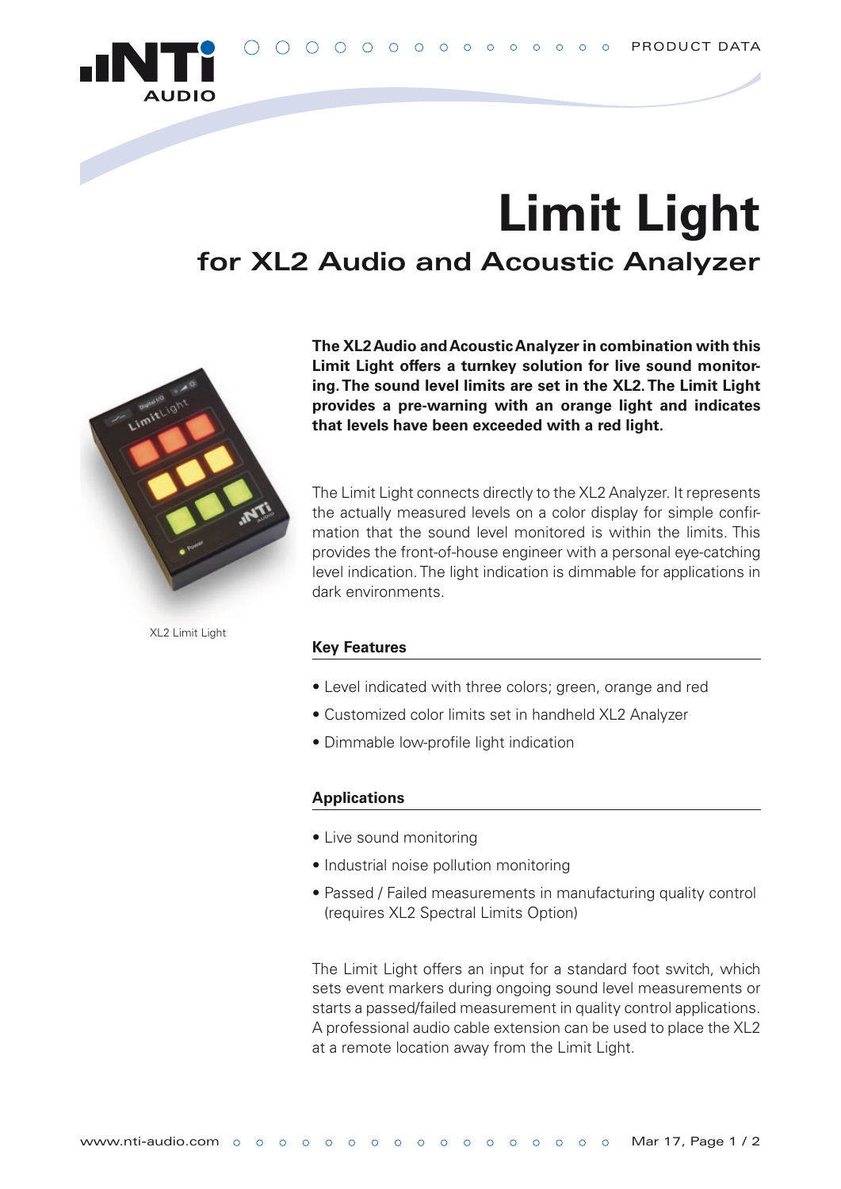# Limit Light

## for XL2 Audio and Acoustic Analyzer

XL2 Limit Light

**The XL2 Audio and Acoustic Analyzer in combination with this Limit Light offers a turnkey solution for live sound monitoring. The sound level limits are set in the XL2. The Limit Light provides a pre-warning with an orange light and indicates that levels have been exceeded with a red light.**

The Limit Light connects directly to the XL2 Analyzer. It represents the actually measured levels on a color display for simple confirmation that the sound level monitored is within the limits. This provides the front-of-house engineer with a personal eye-catching level indication. The light indication is dimmable for applications in dark environments.

### Key Features

- Level indicated with three colors; green, orange and red
- Customized color limits set in handheld XL2 Analyzer
- Dimmable low-profile light indication

### Applications

- Live sound monitoring
- Industrial noise pollution monitoring
- Passed / Failed measurements in manufacturing quality control (requires XL2 Spectral Limits Option)

The Limit Light offers an input for a standard foot switch, which sets event markers during ongoing sound level measurements or starts a passed/failed measurement in quality control applications. A professional audio cable extension can be used to place the XL2 at a remote location away from the Limit Light.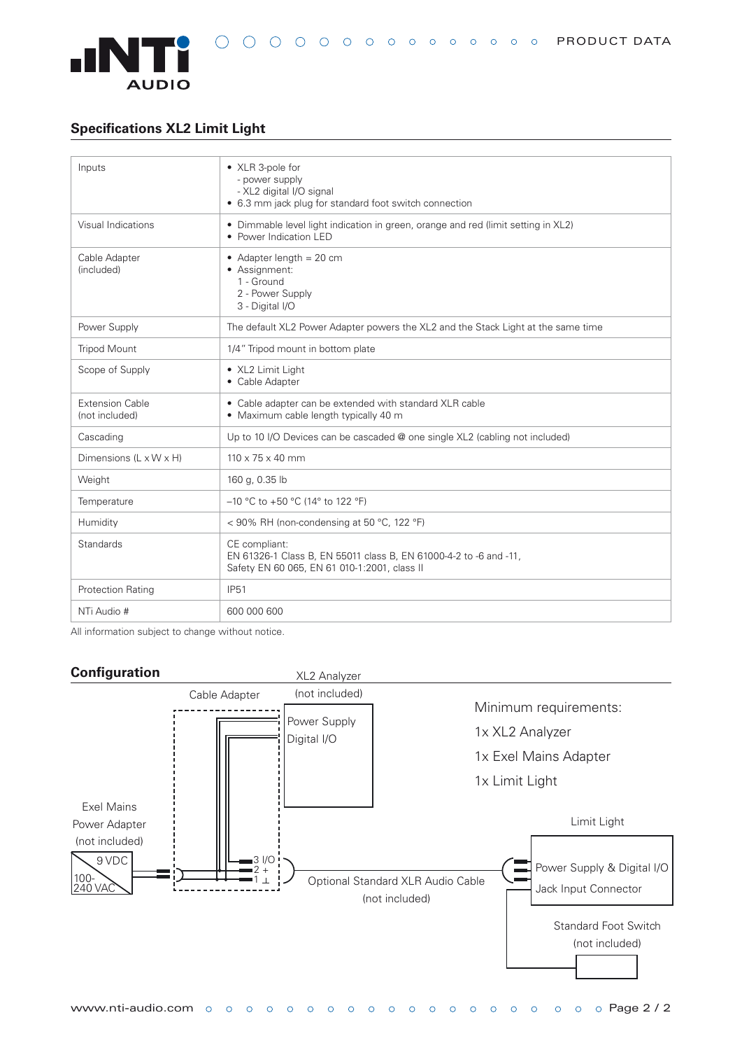## Specifications XL2 Limit Light

| | |
|---|---|
| Inputs | • XLR 3-pole for<br>- power supply<br>- XL2 digital I/O signal<br>• 6.3 mm jack plug for standard foot switch connection |
| Visual Indications | • Dimmable level light indication in green, orange and red (limit setting in XL2)<br>• Power Indication LED |
| Cable Adapter (included) | • Adapter length = 20 cm<br>• Assignment:<br>1 - Ground<br>2 - Power Supply<br>3 - Digital I/O |
| Power Supply | The default XL2 Power Adapter powers the XL2 and the Stack Light at the same time |
| Tripod Mount | 1/4" Tripod mount in bottom plate |
| Scope of Supply | • XL2 Limit Light<br>• Cable Adapter |
| Extension Cable (not included) | • Cable adapter can be extended with standard XLR cable<br>• Maximum cable length typically 40 m |
| Cascading | Up to 10 I/O Devices can be cascaded @ one single XL2 (cabling not included) |
| Dimensions (L x W x H) | 110 x 75 x 40 mm |
| Weight | 160 g, 0.35 lb |
| Temperature | –10 °C to +50 °C (14° to 122 °F) |
| Humidity | < 90% RH (non-condensing at 50 °C, 122 °F) |
| Standards | CE compliant:<br>EN 61326-1 Class B, EN 55011 class B, EN 61000-4-2 to -6 and -11,<br>Safety EN 60 065, EN 61 010-1:2001, class II |
| Protection Rating | IP51 |
| NTi Audio # | 600 000 600 |

All information subject to change without notice.

## Configuration

XL2 Analyzer
(not included)
Power Supply
Digital I/O

Cable Adapter

Exel Mains
Power Adapter
(not included)
9 VDC
100-
240 VAC

3 I/O
2 +
1 ⊥

Optional Standard XLR Audio Cable
(not included)

Minimum requirements:
1x XL2 Analyzer
1x Exel Mains Adapter
1x Limit Light

Limit Light
Power Supply & Digital I/O
Jack Input Connector

Standard Foot Switch
(not included)